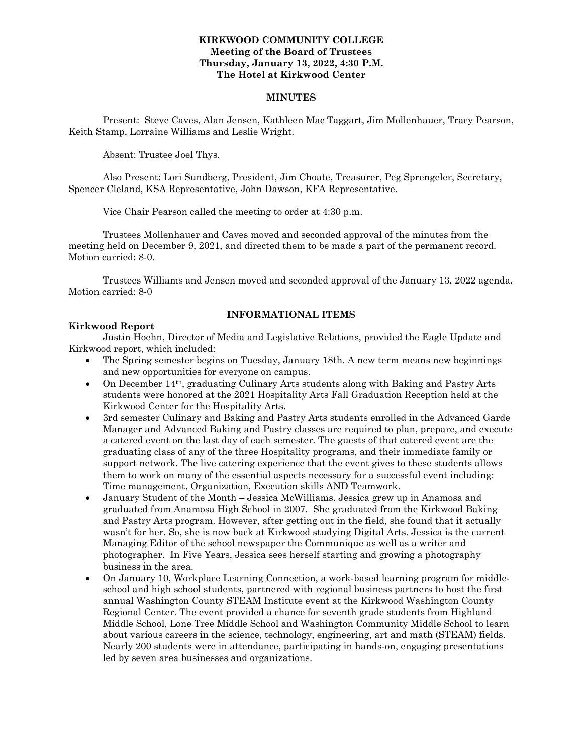**KIRKWOOD COMMUNITY COLLEGE**
**Meeting of the Board of Trustees**
**Thursday, January 13, 2022, 4:30 P.M.**
**The Hotel at Kirkwood Center**

**MINUTES**

Present: Steve Caves, Alan Jensen, Kathleen Mac Taggart, Jim Mollenhauer, Tracy Pearson, Keith Stamp, Lorraine Williams and Leslie Wright.

Absent: Trustee Joel Thys.

Also Present: Lori Sundberg, President, Jim Choate, Treasurer, Peg Sprengeler, Secretary, Spencer Cleland, KSA Representative, John Dawson, KFA Representative.

Vice Chair Pearson called the meeting to order at 4:30 p.m.

Trustees Mollenhauer and Caves moved and seconded approval of the minutes from the meeting held on December 9, 2021, and directed them to be made a part of the permanent record. Motion carried: 8-0.

Trustees Williams and Jensen moved and seconded approval of the January 13, 2022 agenda. Motion carried: 8-0

**INFORMATIONAL ITEMS**

**Kirkwood Report**

Justin Hoehn, Director of Media and Legislative Relations, provided the Eagle Update and Kirkwood report, which included:

- The Spring semester begins on Tuesday, January 18th. A new term means new beginnings and new opportunities for everyone on campus.
- On December 14th, graduating Culinary Arts students along with Baking and Pastry Arts students were honored at the 2021 Hospitality Arts Fall Graduation Reception held at the Kirkwood Center for the Hospitality Arts.
- 3rd semester Culinary and Baking and Pastry Arts students enrolled in the Advanced Garde Manager and Advanced Baking and Pastry classes are required to plan, prepare, and execute a catered event on the last day of each semester. The guests of that catered event are the graduating class of any of the three Hospitality programs, and their immediate family or support network. The live catering experience that the event gives to these students allows them to work on many of the essential aspects necessary for a successful event including: Time management, Organization, Execution skills AND Teamwork.
- January Student of the Month – Jessica McWilliams. Jessica grew up in Anamosa and graduated from Anamosa High School in 2007. She graduated from the Kirkwood Baking and Pastry Arts program. However, after getting out in the field, she found that it actually wasn't for her. So, she is now back at Kirkwood studying Digital Arts. Jessica is the current Managing Editor of the school newspaper the Communique as well as a writer and photographer. In Five Years, Jessica sees herself starting and growing a photography business in the area.
- On January 10, Workplace Learning Connection, a work-based learning program for middle-school and high school students, partnered with regional business partners to host the first annual Washington County STEAM Institute event at the Kirkwood Washington County Regional Center. The event provided a chance for seventh grade students from Highland Middle School, Lone Tree Middle School and Washington Community Middle School to learn about various careers in the science, technology, engineering, art and math (STEAM) fields. Nearly 200 students were in attendance, participating in hands-on, engaging presentations led by seven area businesses and organizations.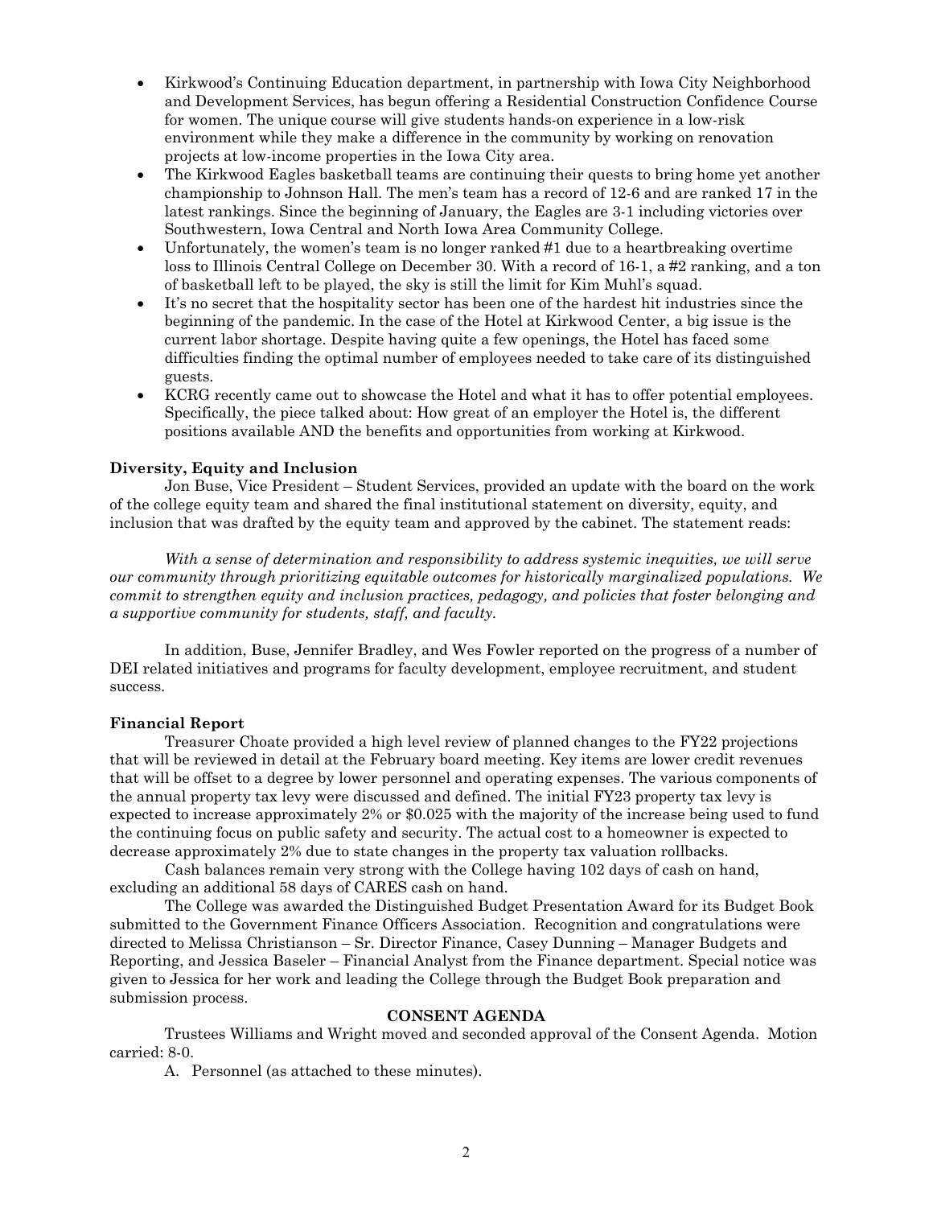- Kirkwood's Continuing Education department, in partnership with Iowa City Neighborhood and Development Services, has begun offering a Residential Construction Confidence Course for women. The unique course will give students hands-on experience in a low-risk environment while they make a difference in the community by working on renovation projects at low-income properties in the Iowa City area.
- The Kirkwood Eagles basketball teams are continuing their quests to bring home yet another championship to Johnson Hall. The men's team has a record of 12-6 and are ranked 17 in the latest rankings. Since the beginning of January, the Eagles are 3-1 including victories over Southwestern, Iowa Central and North Iowa Area Community College.
- Unfortunately, the women's team is no longer ranked #1 due to a heartbreaking overtime loss to Illinois Central College on December 30. With a record of 16-1, a #2 ranking, and a ton of basketball left to be played, the sky is still the limit for Kim Muhl's squad.
- It's no secret that the hospitality sector has been one of the hardest hit industries since the beginning of the pandemic. In the case of the Hotel at Kirkwood Center, a big issue is the current labor shortage. Despite having quite a few openings, the Hotel has faced some difficulties finding the optimal number of employees needed to take care of its distinguished guests.
- KCRG recently came out to showcase the Hotel and what it has to offer potential employees. Specifically, the piece talked about: How great of an employer the Hotel is, the different positions available AND the benefits and opportunities from working at Kirkwood.

**Diversity, Equity and Inclusion**

Jon Buse, Vice President – Student Services, provided an update with the board on the work of the college equity team and shared the final institutional statement on diversity, equity, and inclusion that was drafted by the equity team and approved by the cabinet. The statement reads:

*With a sense of determination and responsibility to address systemic inequities, we will serve our community through prioritizing equitable outcomes for historically marginalized populations. We commit to strengthen equity and inclusion practices, pedagogy, and policies that foster belonging and a supportive community for students, staff, and faculty.*

In addition, Buse, Jennifer Bradley, and Wes Fowler reported on the progress of a number of DEI related initiatives and programs for faculty development, employee recruitment, and student success.

**Financial Report**

Treasurer Choate provided a high level review of planned changes to the FY22 projections that will be reviewed in detail at the February board meeting. Key items are lower credit revenues that will be offset to a degree by lower personnel and operating expenses. The various components of the annual property tax levy were discussed and defined. The initial FY23 property tax levy is expected to increase approximately 2% or $0.025 with the majority of the increase being used to fund the continuing focus on public safety and security. The actual cost to a homeowner is expected to decrease approximately 2% due to state changes in the property tax valuation rollbacks.

Cash balances remain very strong with the College having 102 days of cash on hand, excluding an additional 58 days of CARES cash on hand.

The College was awarded the Distinguished Budget Presentation Award for its Budget Book submitted to the Government Finance Officers Association. Recognition and congratulations were directed to Melissa Christianson – Sr. Director Finance, Casey Dunning – Manager Budgets and Reporting, and Jessica Baseler – Financial Analyst from the Finance department. Special notice was given to Jessica for her work and leading the College through the Budget Book preparation and submission process.

## CONSENT AGENDA

Trustees Williams and Wright moved and seconded approval of the Consent Agenda. Motion carried: 8-0.

A. Personnel (as attached to these minutes).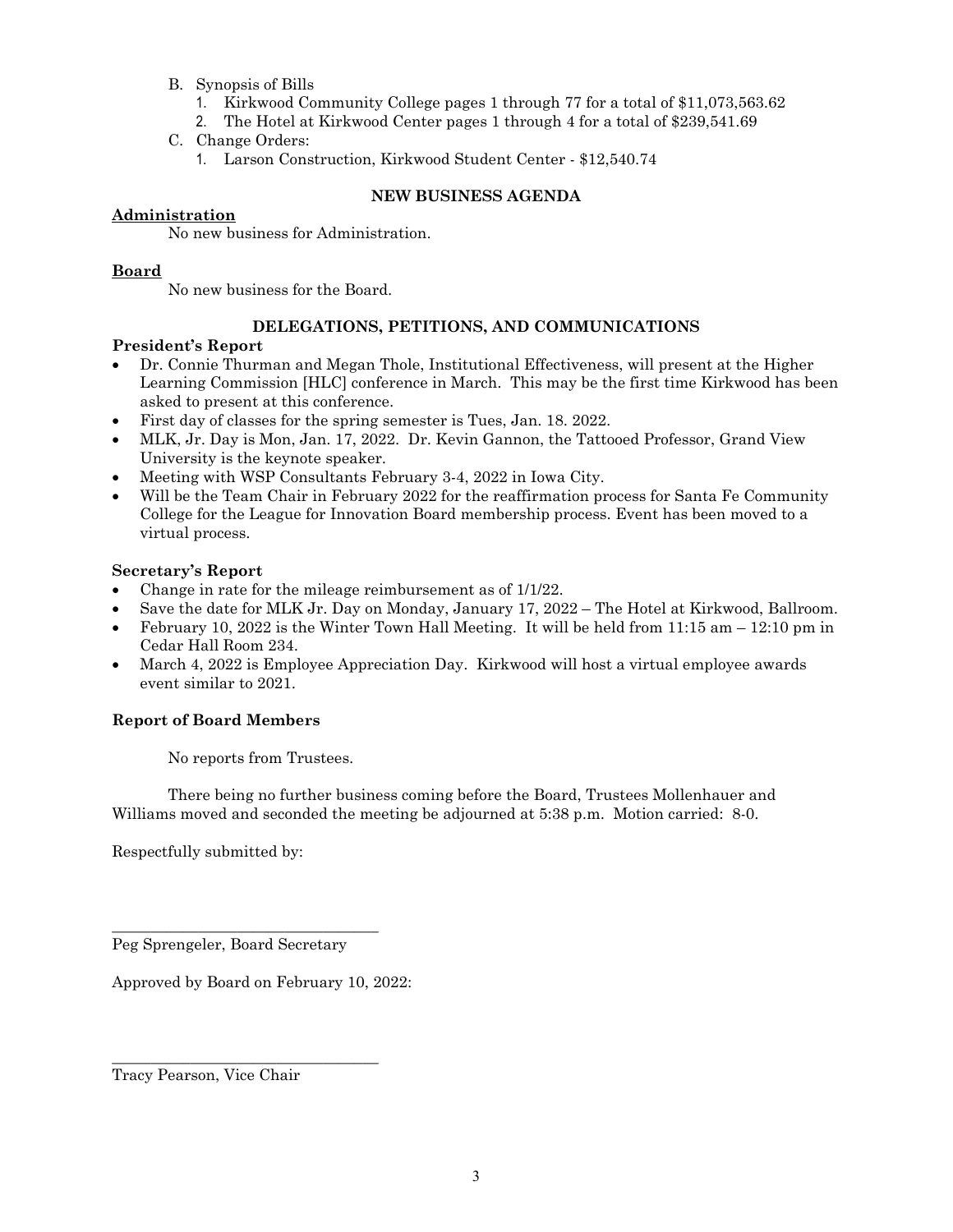B. Synopsis of Bills
   1. Kirkwood Community College pages 1 through 77 for a total of $11,073,563.62
   2. The Hotel at Kirkwood Center pages 1 through 4 for a total of $239,541.69

C. Change Orders:
   1. Larson Construction, Kirkwood Student Center - $12,540.74

## NEW BUSINESS AGENDA

**Administration**

No new business for Administration.

**Board**

No new business for the Board.

## DELEGATIONS, PETITIONS, AND COMMUNICATIONS

**President's Report**

- Dr. Connie Thurman and Megan Thole, Institutional Effectiveness, will present at the Higher Learning Commission [HLC] conference in March. This may be the first time Kirkwood has been asked to present at this conference.
- First day of classes for the spring semester is Tues, Jan. 18. 2022.
- MLK, Jr. Day is Mon, Jan. 17, 2022. Dr. Kevin Gannon, the Tattooed Professor, Grand View University is the keynote speaker.
- Meeting with WSP Consultants February 3-4, 2022 in Iowa City.
- Will be the Team Chair in February 2022 for the reaffirmation process for Santa Fe Community College for the League for Innovation Board membership process. Event has been moved to a virtual process.

**Secretary's Report**

- Change in rate for the mileage reimbursement as of 1/1/22.
- Save the date for MLK Jr. Day on Monday, January 17, 2022 – The Hotel at Kirkwood, Ballroom.
- February 10, 2022 is the Winter Town Hall Meeting. It will be held from 11:15 am – 12:10 pm in Cedar Hall Room 234.
- March 4, 2022 is Employee Appreciation Day. Kirkwood will host a virtual employee awards event similar to 2021.

**Report of Board Members**

No reports from Trustees.

There being no further business coming before the Board, Trustees Mollenhauer and Williams moved and seconded the meeting be adjourned at 5:38 p.m. Motion carried: 8-0.

Respectfully submitted by:

\_\_\_\_\_\_\_\_\_\_\_\_\_\_\_\_\_\_\_\_\_\_\_\_\_\_\_\_\_\_\_\_\_\_\_

Peg Sprengeler, Board Secretary

Approved by Board on February 10, 2022:

\_\_\_\_\_\_\_\_\_\_\_\_\_\_\_\_\_\_\_\_\_\_\_\_\_\_\_\_\_\_\_\_\_\_\_

Tracy Pearson, Vice Chair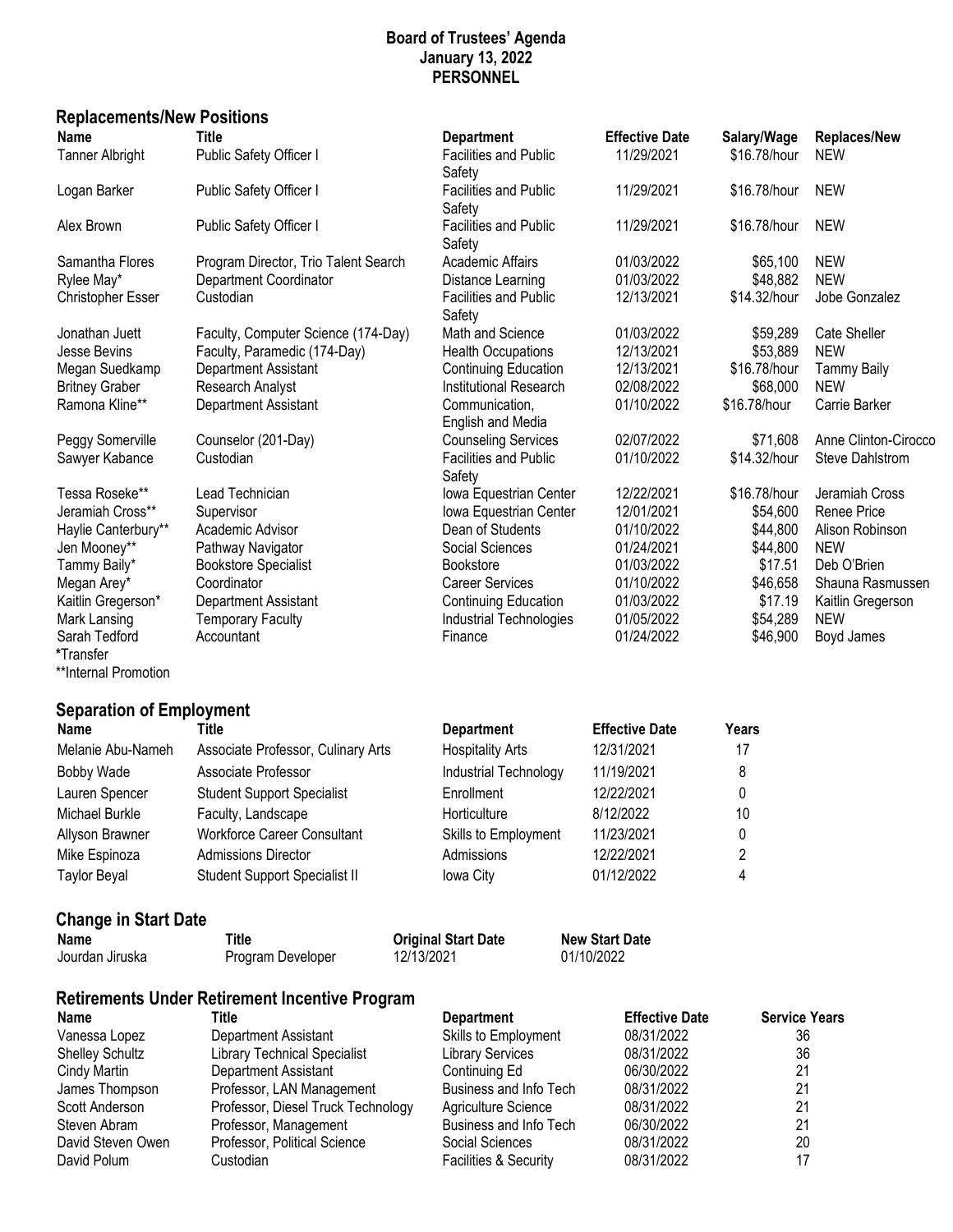**Board of Trustees' Agenda**
**January 13, 2022**
**PERSONNEL**

## Replacements/New Positions

| Name | Title | Department | Effective Date | Salary/Wage | Replaces/New |
|---|---|---|---|---|---|
| Tanner Albright | Public Safety Officer I | Facilities and Public Safety | 11/29/2021 | $16.78/hour | NEW |
| Logan Barker | Public Safety Officer I | Facilities and Public Safety | 11/29/2021 | $16.78/hour | NEW |
| Alex Brown | Public Safety Officer I | Facilities and Public Safety | 11/29/2021 | $16.78/hour | NEW |
| Samantha Flores | Program Director, Trio Talent Search | Academic Affairs | 01/03/2022 | $65,100 | NEW |
| Rylee May* | Department Coordinator | Distance Learning | 01/03/2022 | $48,882 | NEW |
| Christopher Esser | Custodian | Facilities and Public Safety | 12/13/2021 | $14.32/hour | Jobe Gonzalez |
| Jonathan Juett | Faculty, Computer Science (174-Day) | Math and Science | 01/03/2022 | $59,289 | Cate Sheller |
| Jesse Bevins | Faculty, Paramedic (174-Day) | Health Occupations | 12/13/2021 | $53,889 | NEW |
| Megan Suedkamp | Department Assistant | Continuing Education | 12/13/2021 | $16.78/hour | Tammy Baily |
| Britney Graber | Research Analyst | Institutional Research | 02/08/2022 | $68,000 | NEW |
| Ramona Kline** | Department Assistant | Communication, English and Media | 01/10/2022 | $16.78/hour | Carrie Barker |
| Peggy Somerville | Counselor (201-Day) | Counseling Services | 02/07/2022 | $71,608 | Anne Clinton-Cirocco |
| Sawyer Kabance | Custodian | Facilities and Public Safety | 01/10/2022 | $14.32/hour | Steve Dahlstrom |
| Tessa Roseke** | Lead Technician | Iowa Equestrian Center | 12/22/2021 | $16.78/hour | Jeramiah Cross |
| Jeramiah Cross** | Supervisor | Iowa Equestrian Center | 12/01/2021 | $54,600 | Renee Price |
| Haylie Canterbury** | Academic Advisor | Dean of Students | 01/10/2022 | $44,800 | Alison Robinson |
| Jen Mooney** | Pathway Navigator | Social Sciences | 01/24/2021 | $44,800 | NEW |
| Tammy Baily* | Bookstore Specialist | Bookstore | 01/03/2022 | $17.51 | Deb O'Brien |
| Megan Arey* | Coordinator | Career Services | 01/10/2022 | $46,658 | Shauna Rasmussen |
| Kaitlin Gregerson* | Department Assistant | Continuing Education | 01/03/2022 | $17.19 | Kaitlin Gregerson |
| Mark Lansing | Temporary Faculty | Industrial Technologies | 01/05/2022 | $54,289 | NEW |
| Sarah Tedford | Accountant | Finance | 01/24/2022 | $46,900 | Boyd James |

*Transfer
**Internal Promotion

## Separation of Employment

| Name | Title | Department | Effective Date | Years |
|---|---|---|---|---|
| Melanie Abu-Nameh | Associate Professor, Culinary Arts | Hospitality Arts | 12/31/2021 | 17 |
| Bobby Wade | Associate Professor | Industrial Technology | 11/19/2021 | 8 |
| Lauren Spencer | Student Support Specialist | Enrollment | 12/22/2021 | 0 |
| Michael Burkle | Faculty, Landscape | Horticulture | 8/12/2022 | 10 |
| Allyson Brawner | Workforce Career Consultant | Skills to Employment | 11/23/2021 | 0 |
| Mike Espinoza | Admissions Director | Admissions | 12/22/2021 | 2 |
| Taylor Beyal | Student Support Specialist II | Iowa City | 01/12/2022 | 4 |

## Change in Start Date

| Name | Title | Original Start Date | New Start Date |
|---|---|---|---|
| Jourdan Jiruska | Program Developer | 12/13/2021 | 01/10/2022 |

## Retirements Under Retirement Incentive Program

| Name | Title | Department | Effective Date | Service Years |
|---|---|---|---|---|
| Vanessa Lopez | Department Assistant | Skills to Employment | 08/31/2022 | 36 |
| Shelley Schultz | Library Technical Specialist | Library Services | 08/31/2022 | 36 |
| Cindy Martin | Department Assistant | Continuing Ed | 06/30/2022 | 21 |
| James Thompson | Professor, LAN Management | Business and Info Tech | 08/31/2022 | 21 |
| Scott Anderson | Professor, Diesel Truck Technology | Agriculture Science | 08/31/2022 | 21 |
| Steven Abram | Professor, Management | Business and Info Tech | 06/30/2022 | 21 |
| David Steven Owen | Professor, Political Science | Social Sciences | 08/31/2022 | 20 |
| David Polum | Custodian | Facilities & Security | 08/31/2022 | 17 |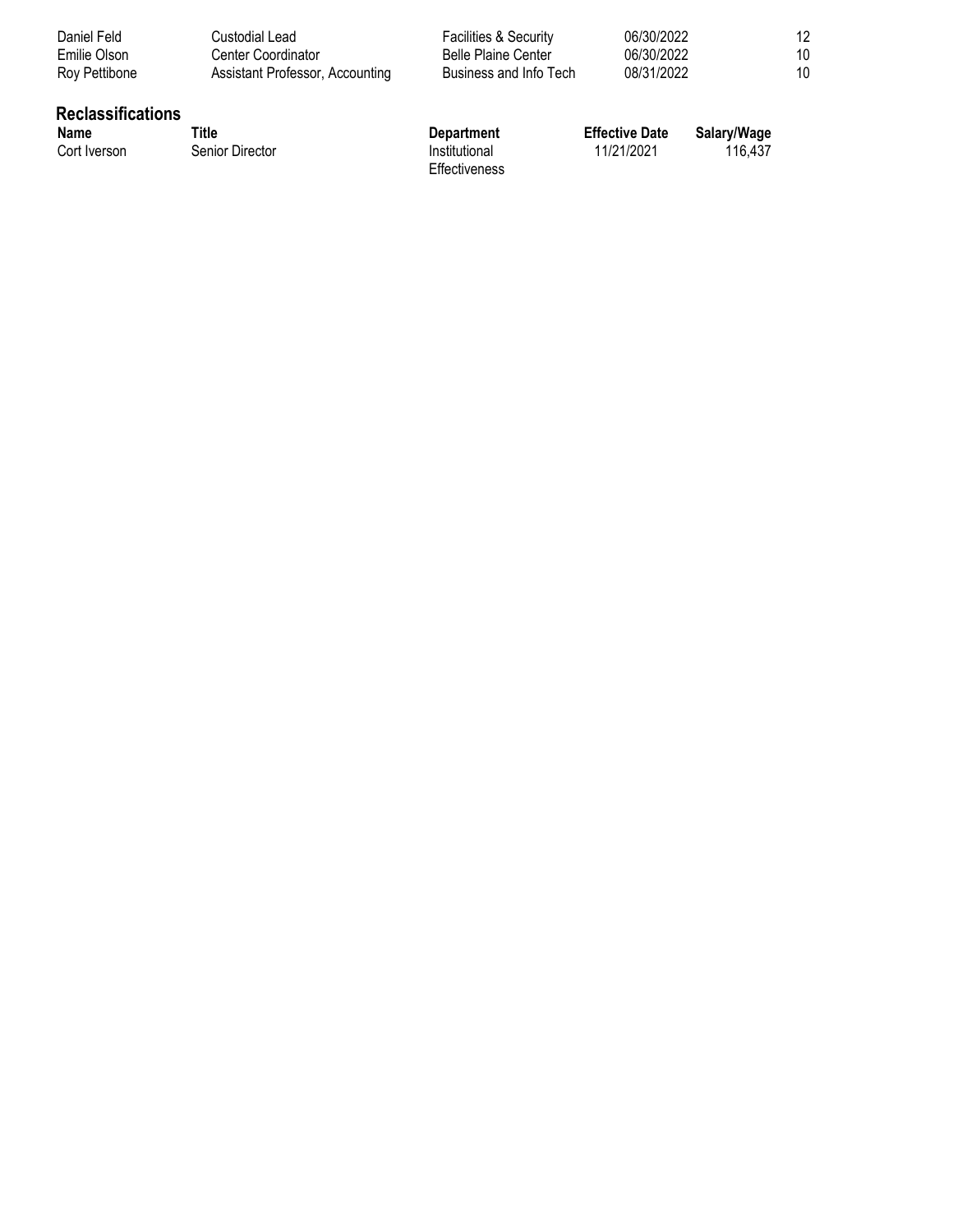| | | | | |
|---|---|---|---|---|
| Daniel Feld | Custodial Lead | Facilities & Security | 06/30/2022 | 12 |
| Emilie Olson | Center Coordinator | Belle Plaine Center | 06/30/2022 | 10 |
| Roy Pettibone | Assistant Professor, Accounting | Business and Info Tech | 08/31/2022 | 10 |

## Reclassifications

| Name | Title | Department | Effective Date | Salary/Wage |
|---|---|---|---|---|
| Cort Iverson | Senior Director | Institutional Effectiveness | 11/21/2021 | 116,437 |